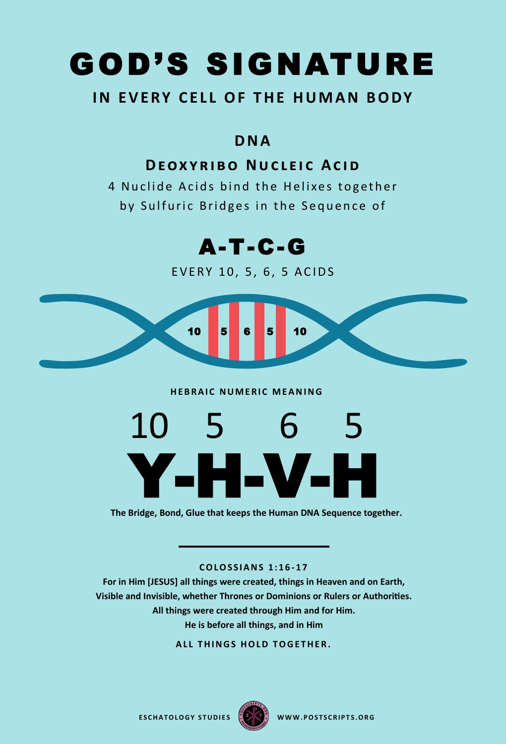# GOD'S SIGNATURE

## IN EVERY CELL OF THE HUMAN BODY

### DNA

### Deoxyribo Nucleic Acid

4 Nuclide Acids bind the Helixes together by Sulfuric Bridges in the Sequence of

## A-T-C-G

EVERY 10, 5, 6, 5 ACIDS

10 5 6 5 10

**HEBRAIC NUMERIC MEANING**

# 10 5 6 5

# Y-H-V-H

**The Bridge, Bond, Glue that keeps the Human DNA Sequence together.**

---

**COLOSSIANS 1:16-17**

**For in Him [JESUS] all things were created, things in Heaven and on Earth,
Visible and Invisible, whether Thrones or Dominions or Rulers or Authorities.
All things were created through Him and for Him.
He is before all things, and in Him**

**ALL THINGS HOLD TOGETHER.**

ESCHATOLOGY STUDIES WWW.POSTSCRIPTS.ORG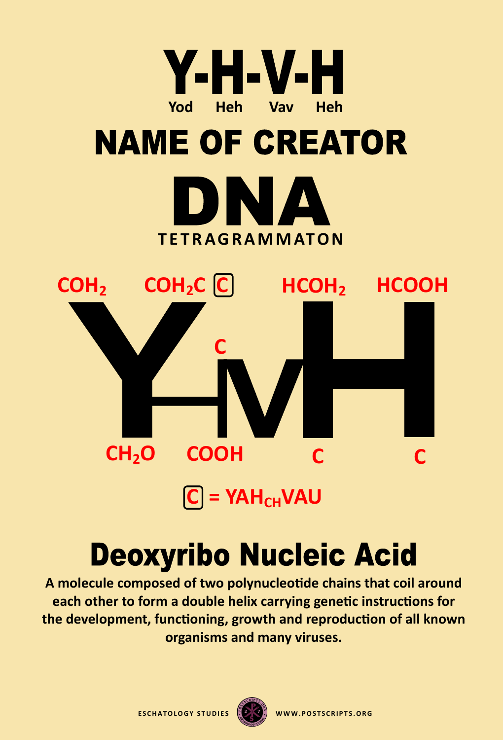# Y-H-V-H

Yod Heh Vav Heh

# NAME OF CREATOR

# DNA

**TETRAGRAMMATON**

$COH_2$ $COH_2C$ [C] $HCOH_2$ HCOOH

C

$CH_2O$ COOH C C

[C] = $YAH_{CH}VAU$

# Deoxyribo Nucleic Acid

**A molecule composed of two polynucleotide chains that coil around each other to form a double helix carrying genetic instructions for the development, functioning, growth and reproduction of all known organisms and many viruses.**

ESCHATOLOGY STUDIES WWW.POSTSCRIPTS.ORG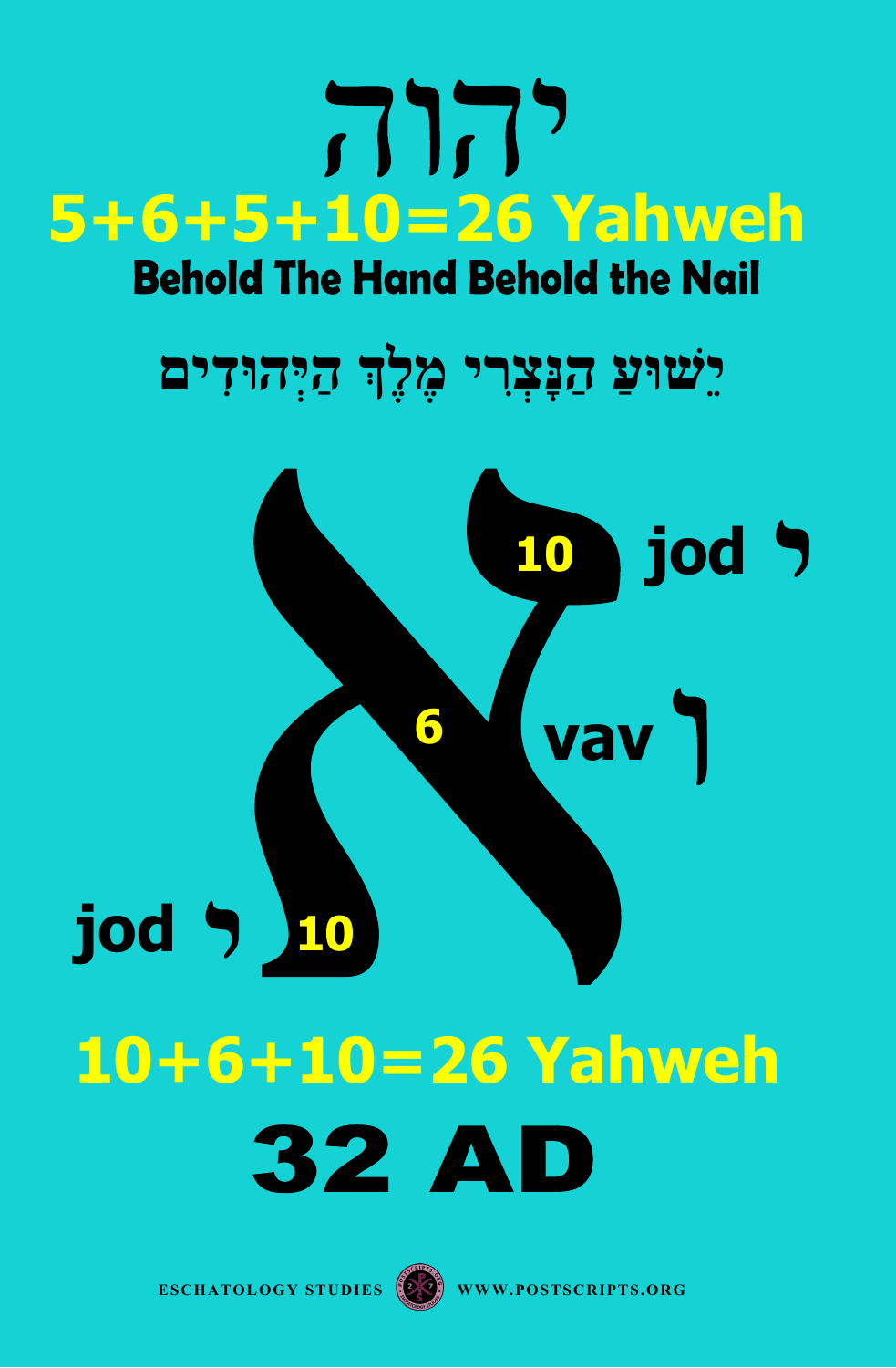# יהוה

## 5+6+5+10=26 Yahweh

**Behold The Hand Behold the Nail**

יֵשׁוּעַ הַנָּצְרִי מֶלֶךְ הַיְּהוּדִים

א

10 jod י

6 vav ו

jod י 10

## 10+6+10=26 Yahweh

# 32 AD

ESCHATOLOGY STUDIES WWW.POSTSCRIPTS.ORG